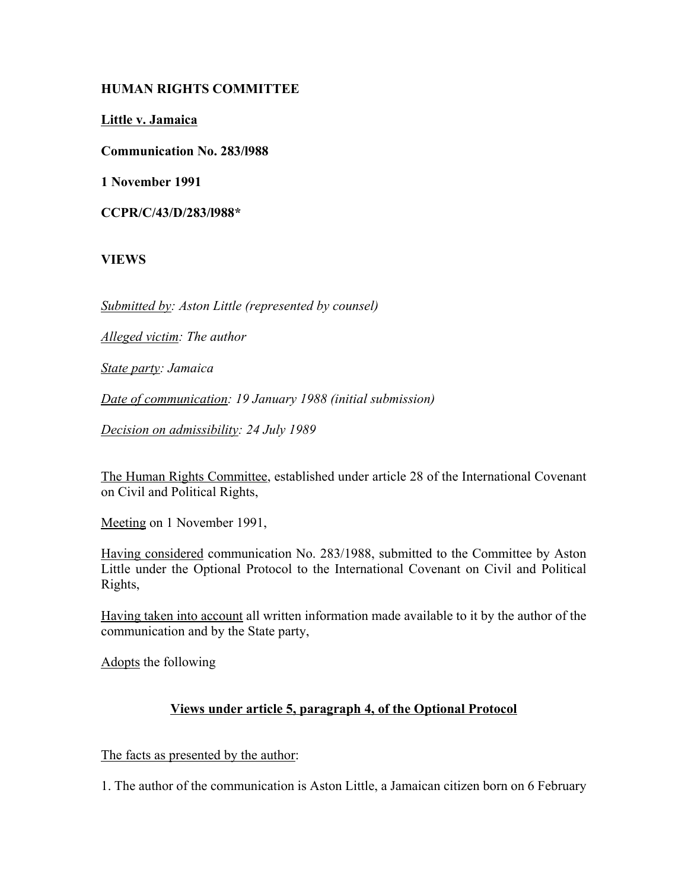**HUMAN RIGHTS COMMITTEE**

**Little v. Jamaica**

**Communication No. 283/l988**

**1 November 1991**

**CCPR/C/43/D/283/l988***

**VIEWS**

*Submitted by: Aston Little (represented by counsel)*

*Alleged victim: The author*

*State party: Jamaica*

*Date of communication: 19 January 1988 (initial submission)*

*Decision on admissibility: 24 July 1989*

The Human Rights Committee, established under article 28 of the International Covenant on Civil and Political Rights,

Meeting on 1 November 1991,

Having considered communication No. 283/1988, submitted to the Committee by Aston Little under the Optional Protocol to the International Covenant on Civil and Political Rights,

Having taken into account all written information made available to it by the author of the communication and by the State party,

Adopts the following

## Views under article 5, paragraph 4, of the Optional Protocol

The facts as presented by the author:

1. The author of the communication is Aston Little, a Jamaican citizen born on 6 February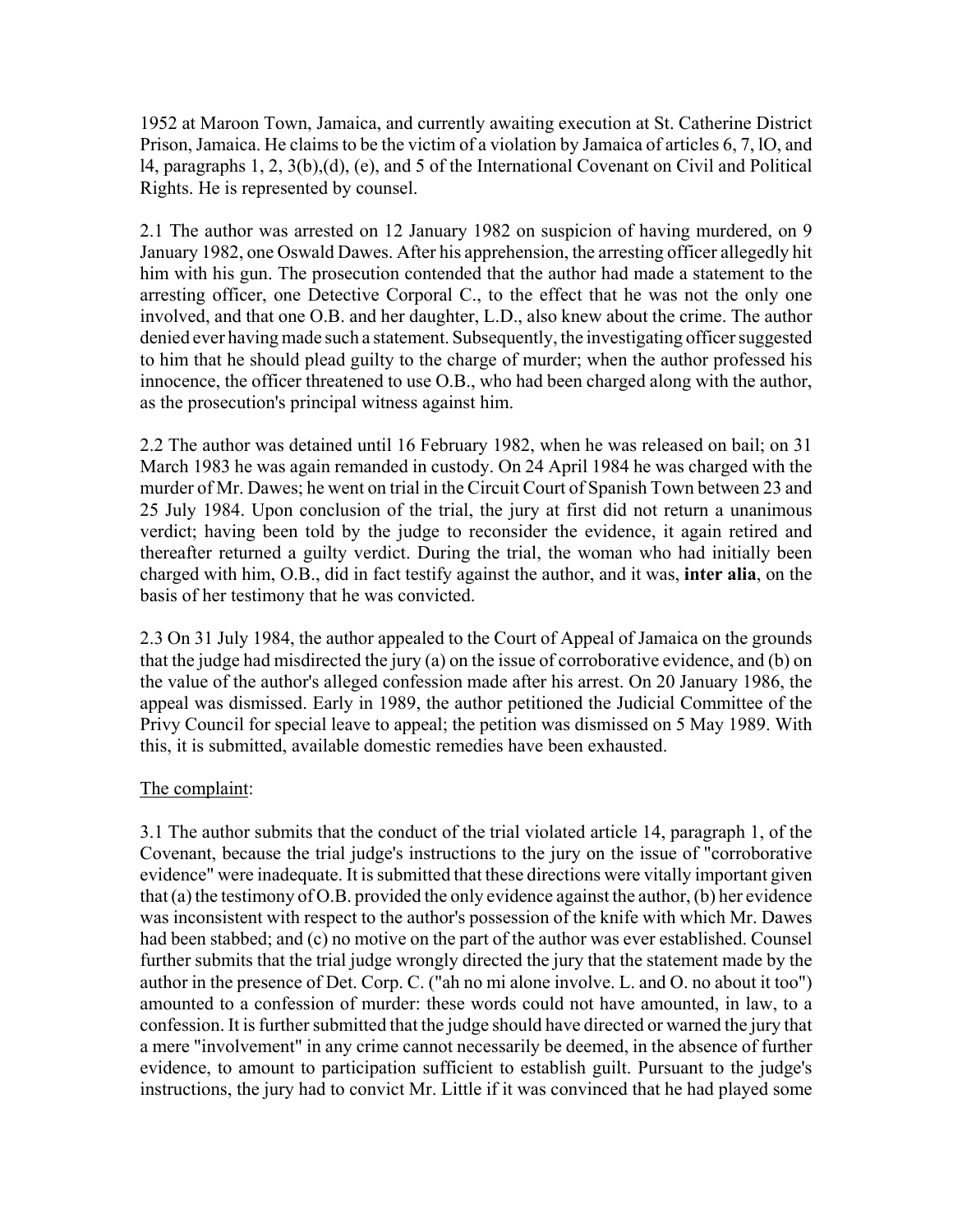1952 at Maroon Town, Jamaica, and currently awaiting execution at St. Catherine District Prison, Jamaica. He claims to be the victim of a violation by Jamaica of articles 6, 7, 10, and 14, paragraphs 1, 2, 3(b),(d), (e), and 5 of the International Covenant on Civil and Political Rights. He is represented by counsel.

2.1 The author was arrested on 12 January 1982 on suspicion of having murdered, on 9 January 1982, one Oswald Dawes. After his apprehension, the arresting officer allegedly hit him with his gun. The prosecution contended that the author had made a statement to the arresting officer, one Detective Corporal C., to the effect that he was not the only one involved, and that one O.B. and her daughter, L.D., also knew about the crime. The author denied ever having made such a statement. Subsequently, the investigating officer suggested to him that he should plead guilty to the charge of murder; when the author professed his innocence, the officer threatened to use O.B., who had been charged along with the author, as the prosecution's principal witness against him.

2.2 The author was detained until 16 February 1982, when he was released on bail; on 31 March 1983 he was again remanded in custody. On 24 April 1984 he was charged with the murder of Mr. Dawes; he went on trial in the Circuit Court of Spanish Town between 23 and 25 July 1984. Upon conclusion of the trial, the jury at first did not return a unanimous verdict; having been told by the judge to reconsider the evidence, it again retired and thereafter returned a guilty verdict. During the trial, the woman who had initially been charged with him, O.B., did in fact testify against the author, and it was, **inter alia**, on the basis of her testimony that he was convicted.

2.3 On 31 July 1984, the author appealed to the Court of Appeal of Jamaica on the grounds that the judge had misdirected the jury (a) on the issue of corroborative evidence, and (b) on the value of the author's alleged confession made after his arrest. On 20 January 1986, the appeal was dismissed. Early in 1989, the author petitioned the Judicial Committee of the Privy Council for special leave to appeal; the petition was dismissed on 5 May 1989. With this, it is submitted, available domestic remedies have been exhausted.

The complaint:

3.1 The author submits that the conduct of the trial violated article 14, paragraph 1, of the Covenant, because the trial judge's instructions to the jury on the issue of "corroborative evidence" were inadequate. It is submitted that these directions were vitally important given that (a) the testimony of O.B. provided the only evidence against the author, (b) her evidence was inconsistent with respect to the author's possession of the knife with which Mr. Dawes had been stabbed; and (c) no motive on the part of the author was ever established. Counsel further submits that the trial judge wrongly directed the jury that the statement made by the author in the presence of Det. Corp. C. ("ah no mi alone involve. L. and O. no about it too") amounted to a confession of murder: these words could not have amounted, in law, to a confession. It is further submitted that the judge should have directed or warned the jury that a mere "involvement" in any crime cannot necessarily be deemed, in the absence of further evidence, to amount to participation sufficient to establish guilt. Pursuant to the judge's instructions, the jury had to convict Mr. Little if it was convinced that he had played some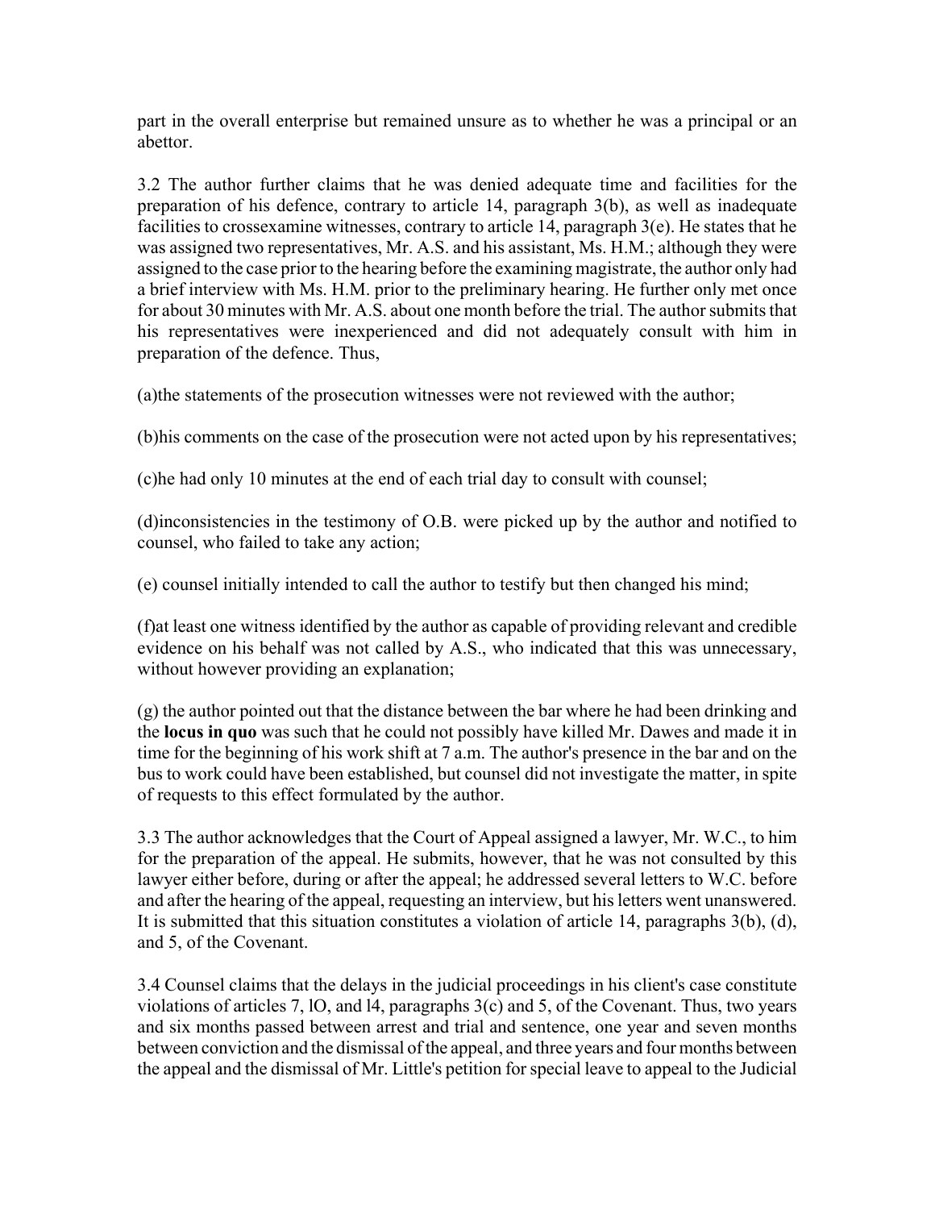part in the overall enterprise but remained unsure as to whether he was a principal or an abettor.

3.2 The author further claims that he was denied adequate time and facilities for the preparation of his defence, contrary to article 14, paragraph 3(b), as well as inadequate facilities to crossexamine witnesses, contrary to article 14, paragraph 3(e). He states that he was assigned two representatives, Mr. A.S. and his assistant, Ms. H.M.; although they were assigned to the case prior to the hearing before the examining magistrate, the author only had a brief interview with Ms. H.M. prior to the preliminary hearing. He further only met once for about 30 minutes with Mr. A.S. about one month before the trial. The author submits that his representatives were inexperienced and did not adequately consult with him in preparation of the defence. Thus,

(a)the statements of the prosecution witnesses were not reviewed with the author;

(b)his comments on the case of the prosecution were not acted upon by his representatives;

(c)he had only 10 minutes at the end of each trial day to consult with counsel;

(d)inconsistencies in the testimony of O.B. were picked up by the author and notified to counsel, who failed to take any action;

(e) counsel initially intended to call the author to testify but then changed his mind;

(f)at least one witness identified by the author as capable of providing relevant and credible evidence on his behalf was not called by A.S., who indicated that this was unnecessary, without however providing an explanation;

(g) the author pointed out that the distance between the bar where he had been drinking and the **locus in quo** was such that he could not possibly have killed Mr. Dawes and made it in time for the beginning of his work shift at 7 a.m. The author's presence in the bar and on the bus to work could have been established, but counsel did not investigate the matter, in spite of requests to this effect formulated by the author.

3.3 The author acknowledges that the Court of Appeal assigned a lawyer, Mr. W.C., to him for the preparation of the appeal. He submits, however, that he was not consulted by this lawyer either before, during or after the appeal; he addressed several letters to W.C. before and after the hearing of the appeal, requesting an interview, but his letters went unanswered. It is submitted that this situation constitutes a violation of article 14, paragraphs 3(b), (d), and 5, of the Covenant.

3.4 Counsel claims that the delays in the judicial proceedings in his client's case constitute violations of articles 7, lO, and l4, paragraphs 3(c) and 5, of the Covenant. Thus, two years and six months passed between arrest and trial and sentence, one year and seven months between conviction and the dismissal of the appeal, and three years and four months between the appeal and the dismissal of Mr. Little's petition for special leave to appeal to the Judicial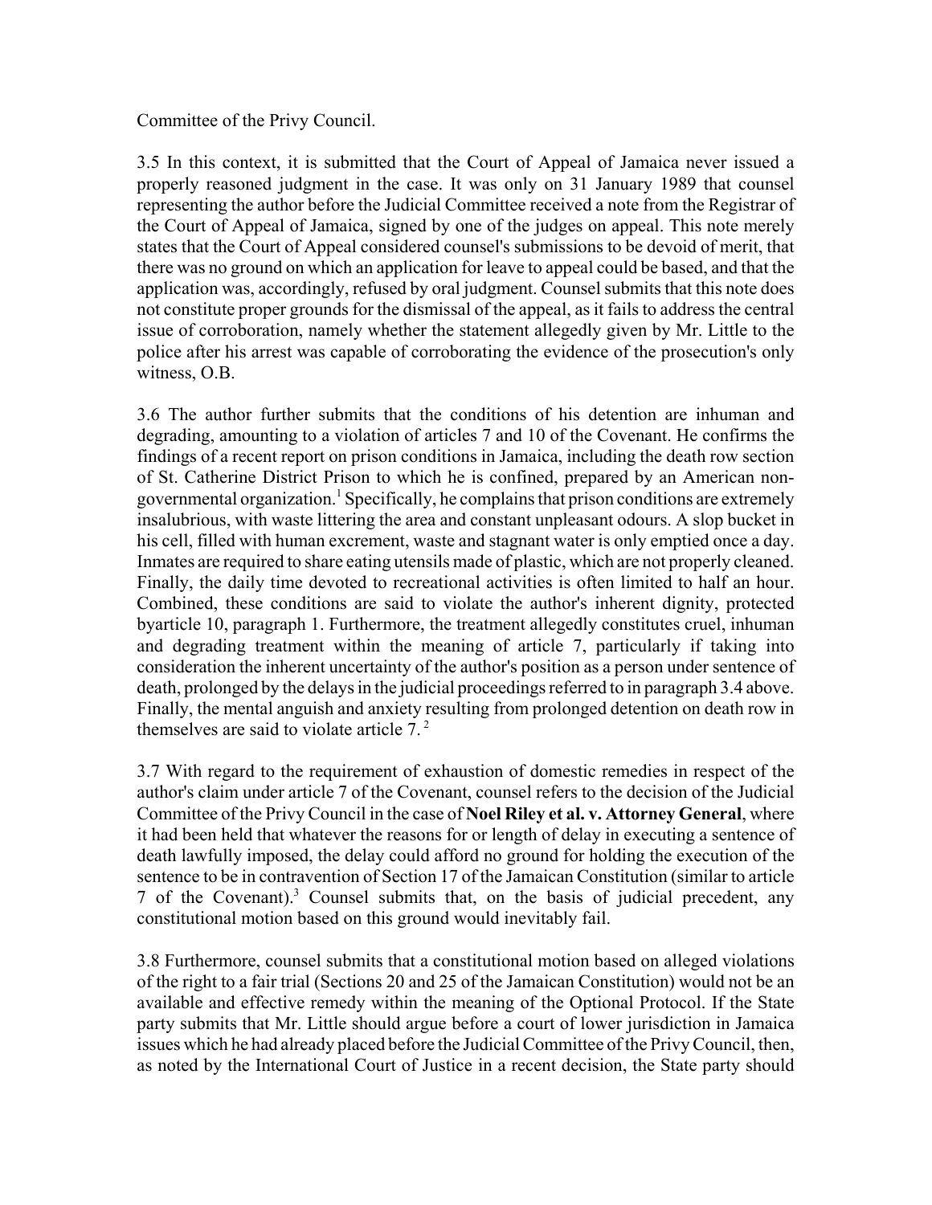Committee of the Privy Council.

3.5 In this context, it is submitted that the Court of Appeal of Jamaica never issued a properly reasoned judgment in the case. It was only on 31 January 1989 that counsel representing the author before the Judicial Committee received a note from the Registrar of the Court of Appeal of Jamaica, signed by one of the judges on appeal. This note merely states that the Court of Appeal considered counsel's submissions to be devoid of merit, that there was no ground on which an application for leave to appeal could be based, and that the application was, accordingly, refused by oral judgment. Counsel submits that this note does not constitute proper grounds for the dismissal of the appeal, as it fails to address the central issue of corroboration, namely whether the statement allegedly given by Mr. Little to the police after his arrest was capable of corroborating the evidence of the prosecution's only witness, O.B.

3.6 The author further submits that the conditions of his detention are inhuman and degrading, amounting to a violation of articles 7 and 10 of the Covenant. He confirms the findings of a recent report on prison conditions in Jamaica, including the death row section of St. Catherine District Prison to which he is confined, prepared by an American non-governmental organization.[1] Specifically, he complains that prison conditions are extremely insalubrious, with waste littering the area and constant unpleasant odours. A slop bucket in his cell, filled with human excrement, waste and stagnant water is only emptied once a day. Inmates are required to share eating utensils made of plastic, which are not properly cleaned. Finally, the daily time devoted to recreational activities is often limited to half an hour. Combined, these conditions are said to violate the author's inherent dignity, protected byarticle 10, paragraph 1. Furthermore, the treatment allegedly constitutes cruel, inhuman and degrading treatment within the meaning of article 7, particularly if taking into consideration the inherent uncertainty of the author's position as a person under sentence of death, prolonged by the delays in the judicial proceedings referred to in paragraph 3.4 above. Finally, the mental anguish and anxiety resulting from prolonged detention on death row in themselves are said to violate article 7.[2]

3.7 With regard to the requirement of exhaustion of domestic remedies in respect of the author's claim under article 7 of the Covenant, counsel refers to the decision of the Judicial Committee of the Privy Council in the case of **Noel Riley et al. v. Attorney General**, where it had been held that whatever the reasons for or length of delay in executing a sentence of death lawfully imposed, the delay could afford no ground for holding the execution of the sentence to be in contravention of Section 17 of the Jamaican Constitution (similar to article 7 of the Covenant).[3] Counsel submits that, on the basis of judicial precedent, any constitutional motion based on this ground would inevitably fail.

3.8 Furthermore, counsel submits that a constitutional motion based on alleged violations of the right to a fair trial (Sections 20 and 25 of the Jamaican Constitution) would not be an available and effective remedy within the meaning of the Optional Protocol. If the State party submits that Mr. Little should argue before a court of lower jurisdiction in Jamaica issues which he had already placed before the Judicial Committee of the Privy Council, then, as noted by the International Court of Justice in a recent decision, the State party should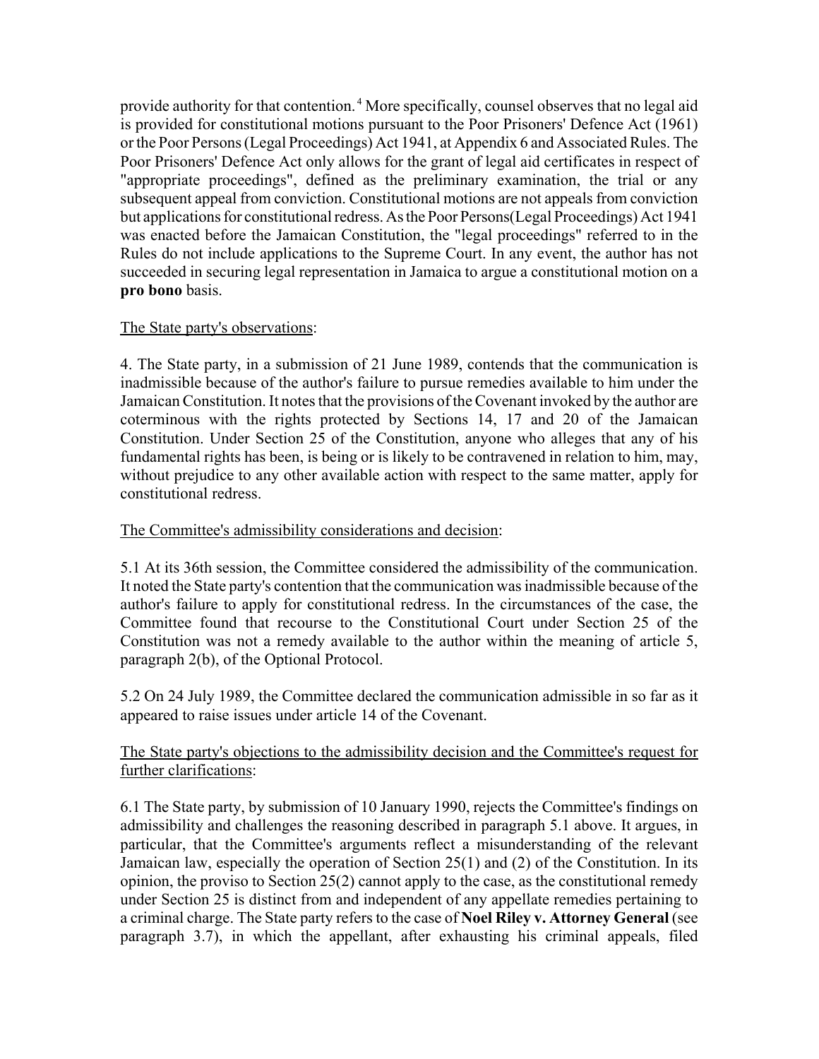provide authority for that contention.[4] More specifically, counsel observes that no legal aid is provided for constitutional motions pursuant to the Poor Prisoners' Defence Act (1961) or the Poor Persons (Legal Proceedings) Act 1941, at Appendix 6 and Associated Rules. The Poor Prisoners' Defence Act only allows for the grant of legal aid certificates in respect of "appropriate proceedings", defined as the preliminary examination, the trial or any subsequent appeal from conviction. Constitutional motions are not appeals from conviction but applications for constitutional redress. As the Poor Persons(Legal Proceedings) Act 1941 was enacted before the Jamaican Constitution, the "legal proceedings" referred to in the Rules do not include applications to the Supreme Court. In any event, the author has not succeeded in securing legal representation in Jamaica to argue a constitutional motion on a **pro bono** basis.

The State party's observations:

4. The State party, in a submission of 21 June 1989, contends that the communication is inadmissible because of the author's failure to pursue remedies available to him under the Jamaican Constitution. It notes that the provisions of the Covenant invoked by the author are coterminous with the rights protected by Sections 14, 17 and 20 of the Jamaican Constitution. Under Section 25 of the Constitution, anyone who alleges that any of his fundamental rights has been, is being or is likely to be contravened in relation to him, may, without prejudice to any other available action with respect to the same matter, apply for constitutional redress.

The Committee's admissibility considerations and decision:

5.1 At its 36th session, the Committee considered the admissibility of the communication. It noted the State party's contention that the communication was inadmissible because of the author's failure to apply for constitutional redress. In the circumstances of the case, the Committee found that recourse to the Constitutional Court under Section 25 of the Constitution was not a remedy available to the author within the meaning of article 5, paragraph 2(b), of the Optional Protocol.

5.2 On 24 July 1989, the Committee declared the communication admissible in so far as it appeared to raise issues under article 14 of the Covenant.

The State party's objections to the admissibility decision and the Committee's request for further clarifications:

6.1 The State party, by submission of 10 January 1990, rejects the Committee's findings on admissibility and challenges the reasoning described in paragraph 5.1 above. It argues, in particular, that the Committee's arguments reflect a misunderstanding of the relevant Jamaican law, especially the operation of Section 25(1) and (2) of the Constitution. In its opinion, the proviso to Section 25(2) cannot apply to the case, as the constitutional remedy under Section 25 is distinct from and independent of any appellate remedies pertaining to a criminal charge. The State party refers to the case of **Noel Riley v. Attorney General** (see paragraph 3.7), in which the appellant, after exhausting his criminal appeals, filed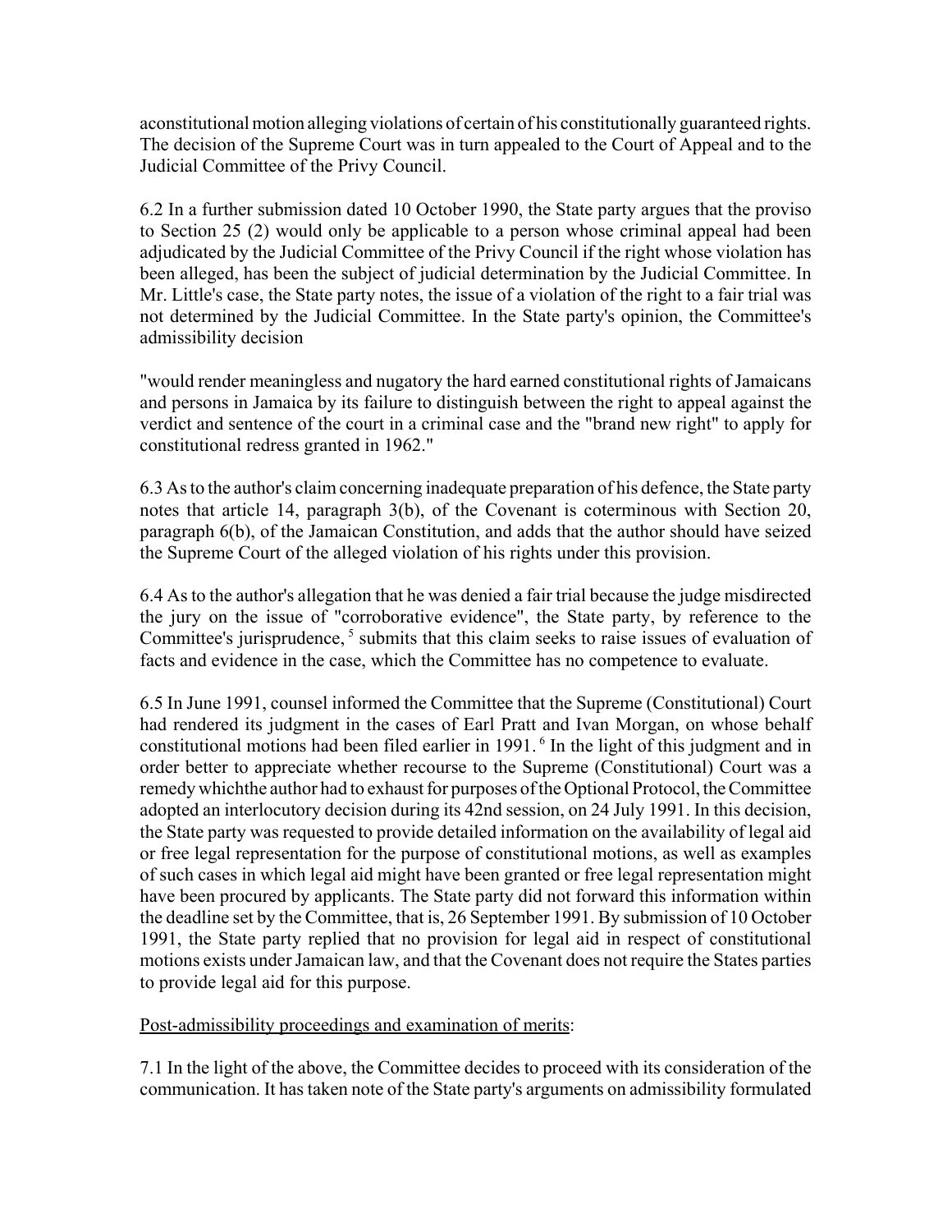aconstitutional motion alleging violations of certain of his constitutionally guaranteed rights. The decision of the Supreme Court was in turn appealed to the Court of Appeal and to the Judicial Committee of the Privy Council.

6.2 In a further submission dated 10 October 1990, the State party argues that the proviso to Section 25 (2) would only be applicable to a person whose criminal appeal had been adjudicated by the Judicial Committee of the Privy Council if the right whose violation has been alleged, has been the subject of judicial determination by the Judicial Committee. In Mr. Little's case, the State party notes, the issue of a violation of the right to a fair trial was not determined by the Judicial Committee. In the State party's opinion, the Committee's admissibility decision

"would render meaningless and nugatory the hard earned constitutional rights of Jamaicans and persons in Jamaica by its failure to distinguish between the right to appeal against the verdict and sentence of the court in a criminal case and the "brand new right" to apply for constitutional redress granted in 1962."

6.3 As to the author's claim concerning inadequate preparation of his defence, the State party notes that article 14, paragraph 3(b), of the Covenant is coterminous with Section 20, paragraph 6(b), of the Jamaican Constitution, and adds that the author should have seized the Supreme Court of the alleged violation of his rights under this provision.

6.4 As to the author's allegation that he was denied a fair trial because the judge misdirected the jury on the issue of "corroborative evidence", the State party, by reference to the Committee's jurisprudence, [5] submits that this claim seeks to raise issues of evaluation of facts and evidence in the case, which the Committee has no competence to evaluate.

6.5 In June 1991, counsel informed the Committee that the Supreme (Constitutional) Court had rendered its judgment in the cases of Earl Pratt and Ivan Morgan, on whose behalf constitutional motions had been filed earlier in 1991. [6] In the light of this judgment and in order better to appreciate whether recourse to the Supreme (Constitutional) Court was a remedy whichthe author had to exhaust for purposes of the Optional Protocol, the Committee adopted an interlocutory decision during its 42nd session, on 24 July 1991. In this decision, the State party was requested to provide detailed information on the availability of legal aid or free legal representation for the purpose of constitutional motions, as well as examples of such cases in which legal aid might have been granted or free legal representation might have been procured by applicants. The State party did not forward this information within the deadline set by the Committee, that is, 26 September 1991. By submission of 10 October 1991, the State party replied that no provision for legal aid in respect of constitutional motions exists under Jamaican law, and that the Covenant does not require the States parties to provide legal aid for this purpose.

Post-admissibility proceedings and examination of merits:

7.1 In the light of the above, the Committee decides to proceed with its consideration of the communication. It has taken note of the State party's arguments on admissibility formulated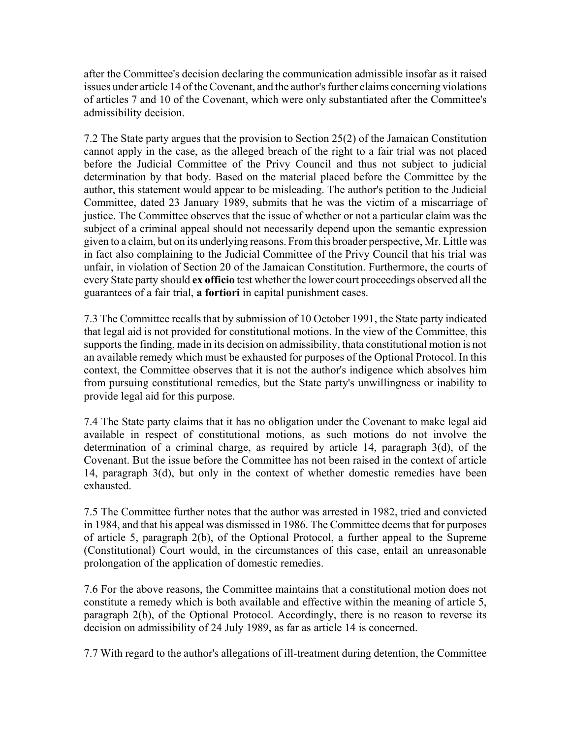after the Committee's decision declaring the communication admissible insofar as it raised issues under article 14 of the Covenant, and the author's further claims concerning violations of articles 7 and 10 of the Covenant, which were only substantiated after the Committee's admissibility decision.

7.2 The State party argues that the provision to Section 25(2) of the Jamaican Constitution cannot apply in the case, as the alleged breach of the right to a fair trial was not placed before the Judicial Committee of the Privy Council and thus not subject to judicial determination by that body. Based on the material placed before the Committee by the author, this statement would appear to be misleading. The author's petition to the Judicial Committee, dated 23 January 1989, submits that he was the victim of a miscarriage of justice. The Committee observes that the issue of whether or not a particular claim was the subject of a criminal appeal should not necessarily depend upon the semantic expression given to a claim, but on its underlying reasons. From this broader perspective, Mr. Little was in fact also complaining to the Judicial Committee of the Privy Council that his trial was unfair, in violation of Section 20 of the Jamaican Constitution. Furthermore, the courts of every State party should **ex officio** test whether the lower court proceedings observed all the guarantees of a fair trial, **a fortiori** in capital punishment cases.

7.3 The Committee recalls that by submission of 10 October 1991, the State party indicated that legal aid is not provided for constitutional motions. In the view of the Committee, this supports the finding, made in its decision on admissibility, thata constitutional motion is not an available remedy which must be exhausted for purposes of the Optional Protocol. In this context, the Committee observes that it is not the author's indigence which absolves him from pursuing constitutional remedies, but the State party's unwillingness or inability to provide legal aid for this purpose.

7.4 The State party claims that it has no obligation under the Covenant to make legal aid available in respect of constitutional motions, as such motions do not involve the determination of a criminal charge, as required by article 14, paragraph 3(d), of the Covenant. But the issue before the Committee has not been raised in the context of article 14, paragraph 3(d), but only in the context of whether domestic remedies have been exhausted.

7.5 The Committee further notes that the author was arrested in 1982, tried and convicted in 1984, and that his appeal was dismissed in 1986. The Committee deems that for purposes of article 5, paragraph 2(b), of the Optional Protocol, a further appeal to the Supreme (Constitutional) Court would, in the circumstances of this case, entail an unreasonable prolongation of the application of domestic remedies.

7.6 For the above reasons, the Committee maintains that a constitutional motion does not constitute a remedy which is both available and effective within the meaning of article 5, paragraph 2(b), of the Optional Protocol. Accordingly, there is no reason to reverse its decision on admissibility of 24 July 1989, as far as article 14 is concerned.

7.7 With regard to the author's allegations of ill-treatment during detention, the Committee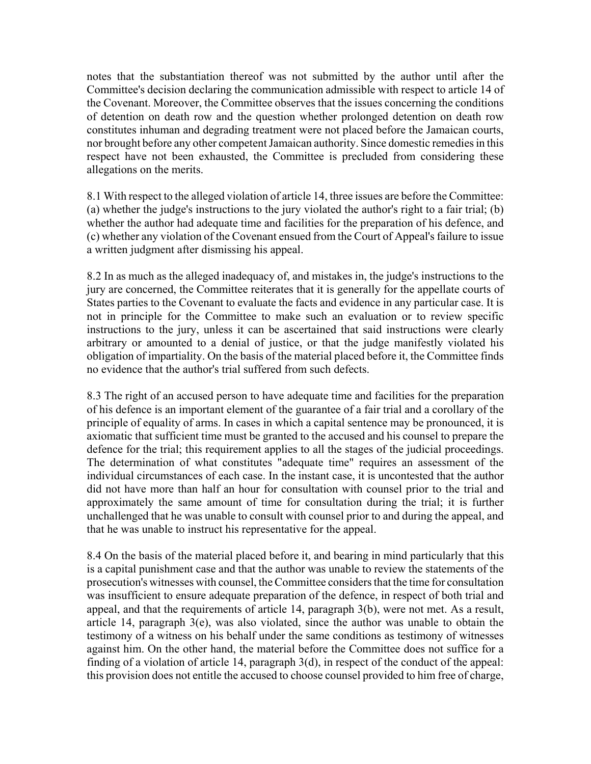notes that the substantiation thereof was not submitted by the author until after the Committee's decision declaring the communication admissible with respect to article 14 of the Covenant. Moreover, the Committee observes that the issues concerning the conditions of detention on death row and the question whether prolonged detention on death row constitutes inhuman and degrading treatment were not placed before the Jamaican courts, nor brought before any other competent Jamaican authority. Since domestic remedies in this respect have not been exhausted, the Committee is precluded from considering these allegations on the merits.

8.1 With respect to the alleged violation of article 14, three issues are before the Committee: (a) whether the judge's instructions to the jury violated the author's right to a fair trial; (b) whether the author had adequate time and facilities for the preparation of his defence, and (c) whether any violation of the Covenant ensued from the Court of Appeal's failure to issue a written judgment after dismissing his appeal.

8.2 In as much as the alleged inadequacy of, and mistakes in, the judge's instructions to the jury are concerned, the Committee reiterates that it is generally for the appellate courts of States parties to the Covenant to evaluate the facts and evidence in any particular case. It is not in principle for the Committee to make such an evaluation or to review specific instructions to the jury, unless it can be ascertained that said instructions were clearly arbitrary or amounted to a denial of justice, or that the judge manifestly violated his obligation of impartiality. On the basis of the material placed before it, the Committee finds no evidence that the author's trial suffered from such defects.

8.3 The right of an accused person to have adequate time and facilities for the preparation of his defence is an important element of the guarantee of a fair trial and a corollary of the principle of equality of arms. In cases in which a capital sentence may be pronounced, it is axiomatic that sufficient time must be granted to the accused and his counsel to prepare the defence for the trial; this requirement applies to all the stages of the judicial proceedings. The determination of what constitutes "adequate time" requires an assessment of the individual circumstances of each case. In the instant case, it is uncontested that the author did not have more than half an hour for consultation with counsel prior to the trial and approximately the same amount of time for consultation during the trial; it is further unchallenged that he was unable to consult with counsel prior to and during the appeal, and that he was unable to instruct his representative for the appeal.

8.4 On the basis of the material placed before it, and bearing in mind particularly that this is a capital punishment case and that the author was unable to review the statements of the prosecution's witnesses with counsel, the Committee considers that the time for consultation was insufficient to ensure adequate preparation of the defence, in respect of both trial and appeal, and that the requirements of article 14, paragraph 3(b), were not met. As a result, article 14, paragraph 3(e), was also violated, since the author was unable to obtain the testimony of a witness on his behalf under the same conditions as testimony of witnesses against him. On the other hand, the material before the Committee does not suffice for a finding of a violation of article 14, paragraph 3(d), in respect of the conduct of the appeal: this provision does not entitle the accused to choose counsel provided to him free of charge,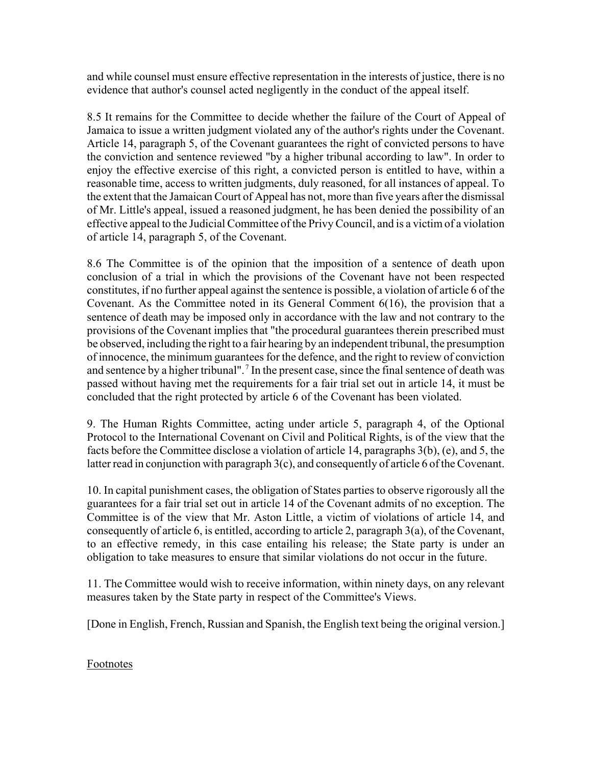and while counsel must ensure effective representation in the interests of justice, there is no evidence that author's counsel acted negligently in the conduct of the appeal itself.

8.5 It remains for the Committee to decide whether the failure of the Court of Appeal of Jamaica to issue a written judgment violated any of the author's rights under the Covenant. Article 14, paragraph 5, of the Covenant guarantees the right of convicted persons to have the conviction and sentence reviewed "by a higher tribunal according to law". In order to enjoy the effective exercise of this right, a convicted person is entitled to have, within a reasonable time, access to written judgments, duly reasoned, for all instances of appeal. To the extent that the Jamaican Court of Appeal has not, more than five years after the dismissal of Mr. Little's appeal, issued a reasoned judgment, he has been denied the possibility of an effective appeal to the Judicial Committee of the Privy Council, and is a victim of a violation of article 14, paragraph 5, of the Covenant.

8.6 The Committee is of the opinion that the imposition of a sentence of death upon conclusion of a trial in which the provisions of the Covenant have not been respected constitutes, if no further appeal against the sentence is possible, a violation of article 6 of the Covenant. As the Committee noted in its General Comment 6(16), the provision that a sentence of death may be imposed only in accordance with the law and not contrary to the provisions of the Covenant implies that "the procedural guarantees therein prescribed must be observed, including the right to a fair hearing by an independent tribunal, the presumption of innocence, the minimum guarantees for the defence, and the right to review of conviction and sentence by a higher tribunal".[7] In the present case, since the final sentence of death was passed without having met the requirements for a fair trial set out in article 14, it must be concluded that the right protected by article 6 of the Covenant has been violated.

9. The Human Rights Committee, acting under article 5, paragraph 4, of the Optional Protocol to the International Covenant on Civil and Political Rights, is of the view that the facts before the Committee disclose a violation of article 14, paragraphs 3(b), (e), and 5, the latter read in conjunction with paragraph 3(c), and consequently of article 6 of the Covenant.

10. In capital punishment cases, the obligation of States parties to observe rigorously all the guarantees for a fair trial set out in article 14 of the Covenant admits of no exception. The Committee is of the view that Mr. Aston Little, a victim of violations of article 14, and consequently of article 6, is entitled, according to article 2, paragraph 3(a), of the Covenant, to an effective remedy, in this case entailing his release; the State party is under an obligation to take measures to ensure that similar violations do not occur in the future.

11. The Committee would wish to receive information, within ninety days, on any relevant measures taken by the State party in respect of the Committee's Views.

[Done in English, French, Russian and Spanish, the English text being the original version.]

Footnotes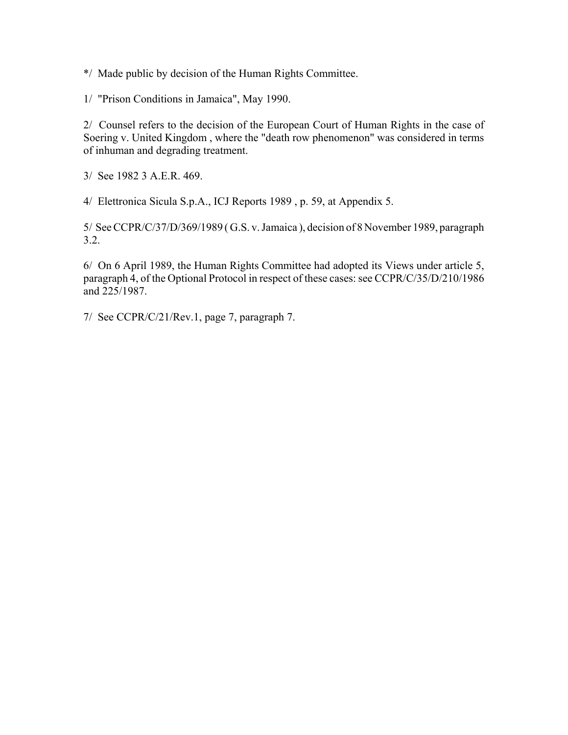*/ Made public by decision of the Human Rights Committee.

1/ "Prison Conditions in Jamaica", May 1990.

2/ Counsel refers to the decision of the European Court of Human Rights in the case of Soering v. United Kingdom , where the "death row phenomenon" was considered in terms of inhuman and degrading treatment.

3/ See 1982 3 A.E.R. 469.

4/ Elettronica Sicula S.p.A., ICJ Reports 1989 , p. 59, at Appendix 5.

5/ See CCPR/C/37/D/369/1989 ( G.S. v. Jamaica ), decision of 8 November 1989, paragraph 3.2.

6/ On 6 April 1989, the Human Rights Committee had adopted its Views under article 5, paragraph 4, of the Optional Protocol in respect of these cases: see CCPR/C/35/D/210/1986 and 225/1987.

7/ See CCPR/C/21/Rev.1, page 7, paragraph 7.